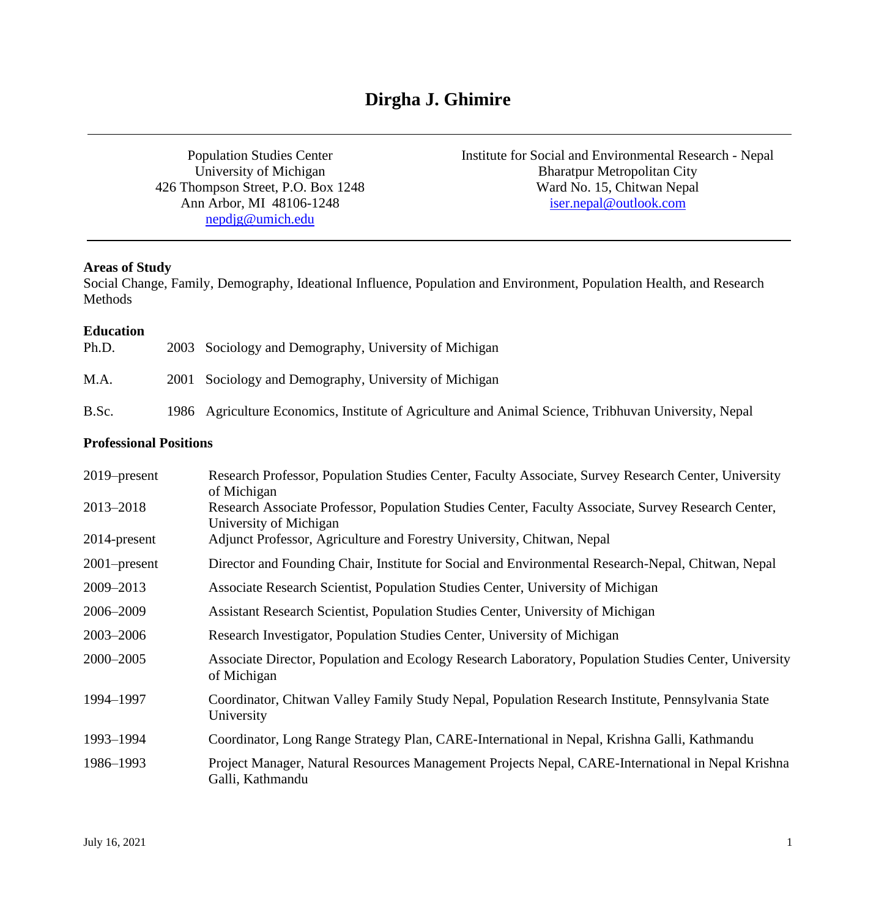# Dirgha J. Ghimire

Population Studies Center
University of Michigan
426 Thompson Street, P.O. Box 1248
Ann Arbor, MI 48106-1248
nepdjg@umich.edu

Institute for Social and Environmental Research - Nepal
Bharatpur Metropolitan City
Ward No. 15, Chitwan Nepal
iser.nepal@outlook.com

---

**Areas of Study**

Social Change, Family, Demography, Ideational Influence, Population and Environment, Population Health, and Research Methods

**Education**

| | | |
|---|---|---|
| Ph.D. | 2003 | Sociology and Demography, University of Michigan |
| M.A. | 2001 | Sociology and Demography, University of Michigan |
| B.Sc. | 1986 | Agriculture Economics, Institute of Agriculture and Animal Science, Tribhuvan University, Nepal |

**Professional Positions**

| | |
|---|---|
| 2019–present | Research Professor, Population Studies Center, Faculty Associate, Survey Research Center, University of Michigan |
| 2013–2018 | Research Associate Professor, Population Studies Center, Faculty Associate, Survey Research Center, University of Michigan |
| 2014-present | Adjunct Professor, Agriculture and Forestry University, Chitwan, Nepal |
| 2001–present | Director and Founding Chair, Institute for Social and Environmental Research-Nepal, Chitwan, Nepal |
| 2009–2013 | Associate Research Scientist, Population Studies Center, University of Michigan |
| 2006–2009 | Assistant Research Scientist, Population Studies Center, University of Michigan |
| 2003–2006 | Research Investigator, Population Studies Center, University of Michigan |
| 2000–2005 | Associate Director, Population and Ecology Research Laboratory, Population Studies Center, University of Michigan |
| 1994–1997 | Coordinator, Chitwan Valley Family Study Nepal, Population Research Institute, Pennsylvania State University |
| 1993–1994 | Coordinator, Long Range Strategy Plan, CARE-International in Nepal, Krishna Galli, Kathmandu |
| 1986–1993 | Project Manager, Natural Resources Management Projects Nepal, CARE-International in Nepal Krishna Galli, Kathmandu |

July 16, 2021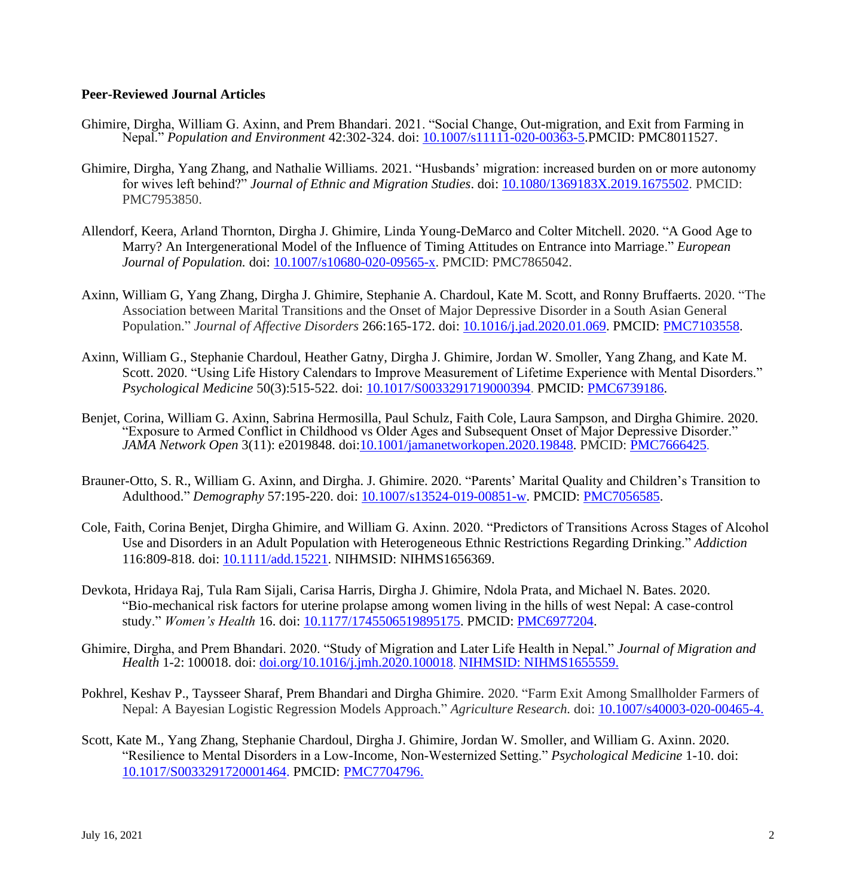**Peer-Reviewed Journal Articles**

Ghimire, Dirgha, William G. Axinn, and Prem Bhandari. 2021. "Social Change, Out-migration, and Exit from Farming in Nepal." *Population and Environment* 42:302-324. doi: 10.1007/s11111-020-00363-5.PMCID: PMC8011527.

Ghimire, Dirgha, Yang Zhang, and Nathalie Williams. 2021. "Husbands' migration: increased burden on or more autonomy for wives left behind?" *Journal of Ethnic and Migration Studies*. doi: 10.1080/1369183X.2019.1675502. PMCID: PMC7953850.

Allendorf, Keera, Arland Thornton, Dirgha J. Ghimire, Linda Young-DeMarco and Colter Mitchell. 2020. "A Good Age to Marry? An Intergenerational Model of the Influence of Timing Attitudes on Entrance into Marriage." *European Journal of Population.* doi: 10.1007/s10680-020-09565-x. PMCID: PMC7865042.

Axinn, William G, Yang Zhang, Dirgha J. Ghimire, Stephanie A. Chardoul, Kate M. Scott, and Ronny Bruffaerts. 2020. "The Association between Marital Transitions and the Onset of Major Depressive Disorder in a South Asian General Population." *Journal of Affective Disorders* 266:165-172. doi: 10.1016/j.jad.2020.01.069. PMCID: PMC7103558.

Axinn, William G., Stephanie Chardoul, Heather Gatny, Dirgha J. Ghimire, Jordan W. Smoller, Yang Zhang, and Kate M. Scott. 2020. "Using Life History Calendars to Improve Measurement of Lifetime Experience with Mental Disorders." *Psychological Medicine* 50(3):515-522. doi: 10.1017/S0033291719000394. PMCID: PMC6739186.

Benjet, Corina, William G. Axinn, Sabrina Hermosilla, Paul Schulz, Faith Cole, Laura Sampson, and Dirgha Ghimire. 2020. "Exposure to Armed Conflict in Childhood vs Older Ages and Subsequent Onset of Major Depressive Disorder." *JAMA Network Open* 3(11): e2019848. doi:10.1001/jamanetworkopen.2020.19848. PMCID: PMC7666425.

Brauner-Otto, S. R., William G. Axinn, and Dirgha. J. Ghimire. 2020. "Parents' Marital Quality and Children's Transition to Adulthood." *Demography* 57:195-220. doi: 10.1007/s13524-019-00851-w. PMCID: PMC7056585.

Cole, Faith, Corina Benjet, Dirgha Ghimire, and William G. Axinn. 2020. "Predictors of Transitions Across Stages of Alcohol Use and Disorders in an Adult Population with Heterogeneous Ethnic Restrictions Regarding Drinking." *Addiction* 116:809-818. doi: 10.1111/add.15221. NIHMSID: NIHMS1656369.

Devkota, Hridaya Raj, Tula Ram Sijali, Carisa Harris, Dirgha J. Ghimire, Ndola Prata, and Michael N. Bates. 2020. "Bio-mechanical risk factors for uterine prolapse among women living in the hills of west Nepal: A case-control study." *Women's Health* 16. doi: 10.1177/1745506519895175. PMCID: PMC6977204.

Ghimire, Dirgha, and Prem Bhandari. 2020. "Study of Migration and Later Life Health in Nepal." *Journal of Migration and Health* 1-2: 100018. doi: doi.org/10.1016/j.jmh.2020.100018. NIHMSID: NIHMS1655559.

Pokhrel, Keshav P., Taysseer Sharaf, Prem Bhandari and Dirgha Ghimire. 2020. "Farm Exit Among Smallholder Farmers of Nepal: A Bayesian Logistic Regression Models Approach." *Agriculture Research.* doi: 10.1007/s40003-020-00465-4.

Scott, Kate M., Yang Zhang, Stephanie Chardoul, Dirgha J. Ghimire, Jordan W. Smoller, and William G. Axinn. 2020. "Resilience to Mental Disorders in a Low-Income, Non-Westernized Setting." *Psychological Medicine* 1-10. doi: 10.1017/S0033291720001464. PMCID: PMC7704796.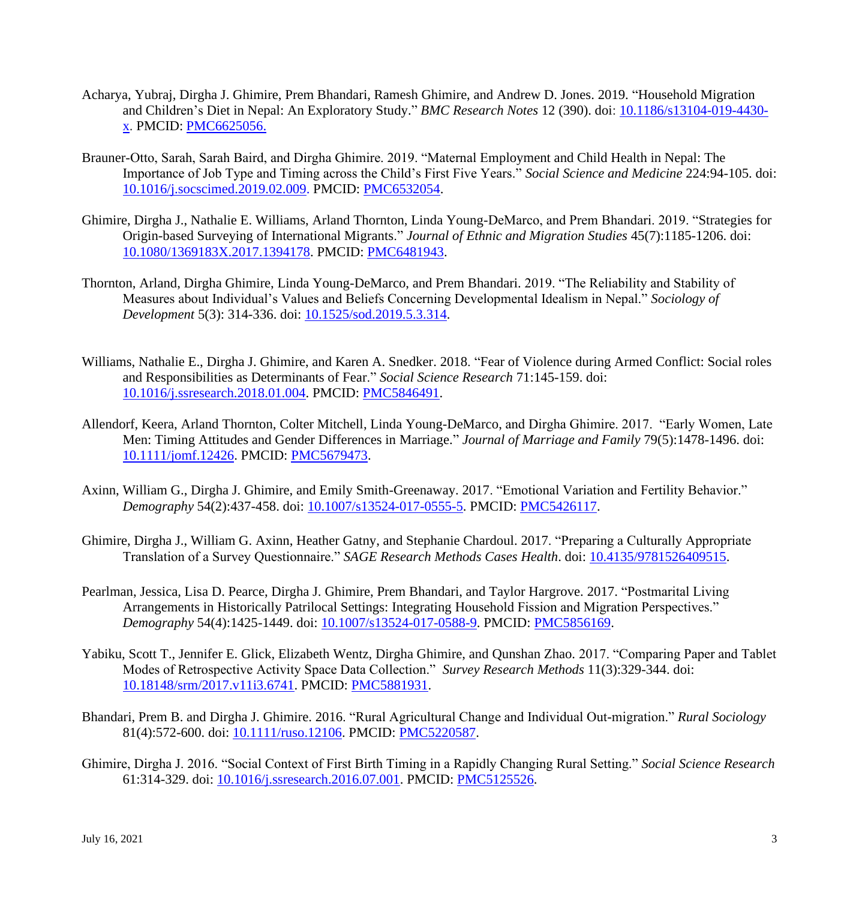Acharya, Yubraj, Dirgha J. Ghimire, Prem Bhandari, Ramesh Ghimire, and Andrew D. Jones. 2019. "Household Migration and Children's Diet in Nepal: An Exploratory Study." *BMC Research Notes* 12 (390). doi: 10.1186/s13104-019-4430-x. PMCID: PMC6625056.

Brauner-Otto, Sarah, Sarah Baird, and Dirgha Ghimire. 2019. "Maternal Employment and Child Health in Nepal: The Importance of Job Type and Timing across the Child's First Five Years." *Social Science and Medicine* 224:94-105. doi: 10.1016/j.socscimed.2019.02.009. PMCID: PMC6532054.

Ghimire, Dirgha J., Nathalie E. Williams, Arland Thornton, Linda Young-DeMarco, and Prem Bhandari. 2019. "Strategies for Origin-based Surveying of International Migrants." *Journal of Ethnic and Migration Studies* 45(7):1185-1206. doi: 10.1080/1369183X.2017.1394178. PMCID: PMC6481943.

Thornton, Arland, Dirgha Ghimire, Linda Young-DeMarco, and Prem Bhandari. 2019. "The Reliability and Stability of Measures about Individual's Values and Beliefs Concerning Developmental Idealism in Nepal." *Sociology of Development* 5(3): 314-336. doi: 10.1525/sod.2019.5.3.314.

Williams, Nathalie E., Dirgha J. Ghimire, and Karen A. Snedker. 2018. "Fear of Violence during Armed Conflict: Social roles and Responsibilities as Determinants of Fear." *Social Science Research* 71:145-159. doi: 10.1016/j.ssresearch.2018.01.004. PMCID: PMC5846491.

Allendorf, Keera, Arland Thornton, Colter Mitchell, Linda Young-DeMarco, and Dirgha Ghimire. 2017. "Early Women, Late Men: Timing Attitudes and Gender Differences in Marriage." *Journal of Marriage and Family* 79(5):1478-1496. doi: 10.1111/jomf.12426. PMCID: PMC5679473.

Axinn, William G., Dirgha J. Ghimire, and Emily Smith-Greenaway. 2017. "Emotional Variation and Fertility Behavior." *Demography* 54(2):437-458. doi: 10.1007/s13524-017-0555-5. PMCID: PMC5426117.

Ghimire, Dirgha J., William G. Axinn, Heather Gatny, and Stephanie Chardoul. 2017. "Preparing a Culturally Appropriate Translation of a Survey Questionnaire." *SAGE Research Methods Cases Health*. doi: 10.4135/9781526409515.

Pearlman, Jessica, Lisa D. Pearce, Dirgha J. Ghimire, Prem Bhandari, and Taylor Hargrove. 2017. "Postmarital Living Arrangements in Historically Patrilocal Settings: Integrating Household Fission and Migration Perspectives." *Demography* 54(4):1425-1449. doi: 10.1007/s13524-017-0588-9. PMCID: PMC5856169.

Yabiku, Scott T., Jennifer E. Glick, Elizabeth Wentz, Dirgha Ghimire, and Qunshan Zhao. 2017. "Comparing Paper and Tablet Modes of Retrospective Activity Space Data Collection." *Survey Research Methods* 11(3):329-344. doi: 10.18148/srm/2017.v11i3.6741. PMCID: PMC5881931.

Bhandari, Prem B. and Dirgha J. Ghimire. 2016. "Rural Agricultural Change and Individual Out-migration." *Rural Sociology* 81(4):572-600. doi: 10.1111/ruso.12106. PMCID: PMC5220587.

Ghimire, Dirgha J. 2016. "Social Context of First Birth Timing in a Rapidly Changing Rural Setting." *Social Science Research* 61:314-329. doi: 10.1016/j.ssresearch.2016.07.001. PMCID: PMC5125526.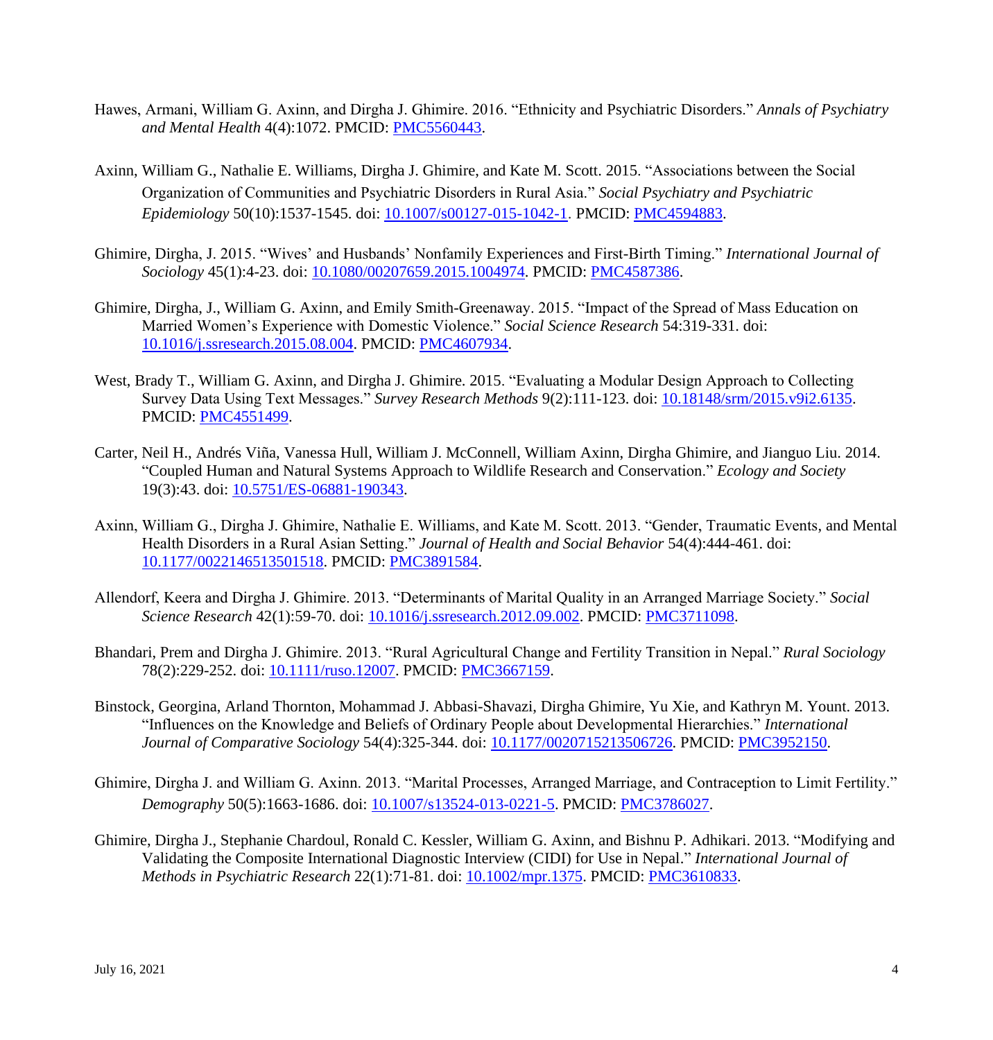Hawes, Armani, William G. Axinn, and Dirgha J. Ghimire. 2016. "Ethnicity and Psychiatric Disorders." *Annals of Psychiatry and Mental Health* 4(4):1072. PMCID: PMC5560443.

Axinn, William G., Nathalie E. Williams, Dirgha J. Ghimire, and Kate M. Scott. 2015. "Associations between the Social Organization of Communities and Psychiatric Disorders in Rural Asia." *Social Psychiatry and Psychiatric Epidemiology* 50(10):1537-1545. doi: 10.1007/s00127-015-1042-1. PMCID: PMC4594883.

Ghimire, Dirgha, J. 2015. "Wives' and Husbands' Nonfamily Experiences and First-Birth Timing." *International Journal of Sociology* 45(1):4-23. doi: 10.1080/00207659.2015.1004974. PMCID: PMC4587386.

Ghimire, Dirgha, J., William G. Axinn, and Emily Smith-Greenaway. 2015. "Impact of the Spread of Mass Education on Married Women's Experience with Domestic Violence." *Social Science Research* 54:319-331. doi: 10.1016/j.ssresearch.2015.08.004. PMCID: PMC4607934.

West, Brady T., William G. Axinn, and Dirgha J. Ghimire. 2015. "Evaluating a Modular Design Approach to Collecting Survey Data Using Text Messages." *Survey Research Methods* 9(2):111-123. doi: 10.18148/srm/2015.v9i2.6135. PMCID: PMC4551499.

Carter, Neil H., Andrés Viña, Vanessa Hull, William J. McConnell, William Axinn, Dirgha Ghimire, and Jianguo Liu. 2014. "Coupled Human and Natural Systems Approach to Wildlife Research and Conservation." *Ecology and Society* 19(3):43. doi: 10.5751/ES-06881-190343.

Axinn, William G., Dirgha J. Ghimire, Nathalie E. Williams, and Kate M. Scott. 2013. "Gender, Traumatic Events, and Mental Health Disorders in a Rural Asian Setting." *Journal of Health and Social Behavior* 54(4):444-461. doi: 10.1177/0022146513501518. PMCID: PMC3891584.

Allendorf, Keera and Dirgha J. Ghimire. 2013. "Determinants of Marital Quality in an Arranged Marriage Society." *Social Science Research* 42(1):59-70. doi: 10.1016/j.ssresearch.2012.09.002. PMCID: PMC3711098.

Bhandari, Prem and Dirgha J. Ghimire. 2013. "Rural Agricultural Change and Fertility Transition in Nepal." *Rural Sociology* 78(2):229-252. doi: 10.1111/ruso.12007. PMCID: PMC3667159.

Binstock, Georgina, Arland Thornton, Mohammad J. Abbasi-Shavazi, Dirgha Ghimire, Yu Xie, and Kathryn M. Yount. 2013. "Influences on the Knowledge and Beliefs of Ordinary People about Developmental Hierarchies." *International Journal of Comparative Sociology* 54(4):325-344. doi: 10.1177/0020715213506726. PMCID: PMC3952150.

Ghimire, Dirgha J. and William G. Axinn. 2013. "Marital Processes, Arranged Marriage, and Contraception to Limit Fertility." *Demography* 50(5):1663-1686. doi: 10.1007/s13524-013-0221-5. PMCID: PMC3786027.

Ghimire, Dirgha J., Stephanie Chardoul, Ronald C. Kessler, William G. Axinn, and Bishnu P. Adhikari. 2013. "Modifying and Validating the Composite International Diagnostic Interview (CIDI) for Use in Nepal." *International Journal of Methods in Psychiatric Research* 22(1):71-81. doi: 10.1002/mpr.1375. PMCID: PMC3610833.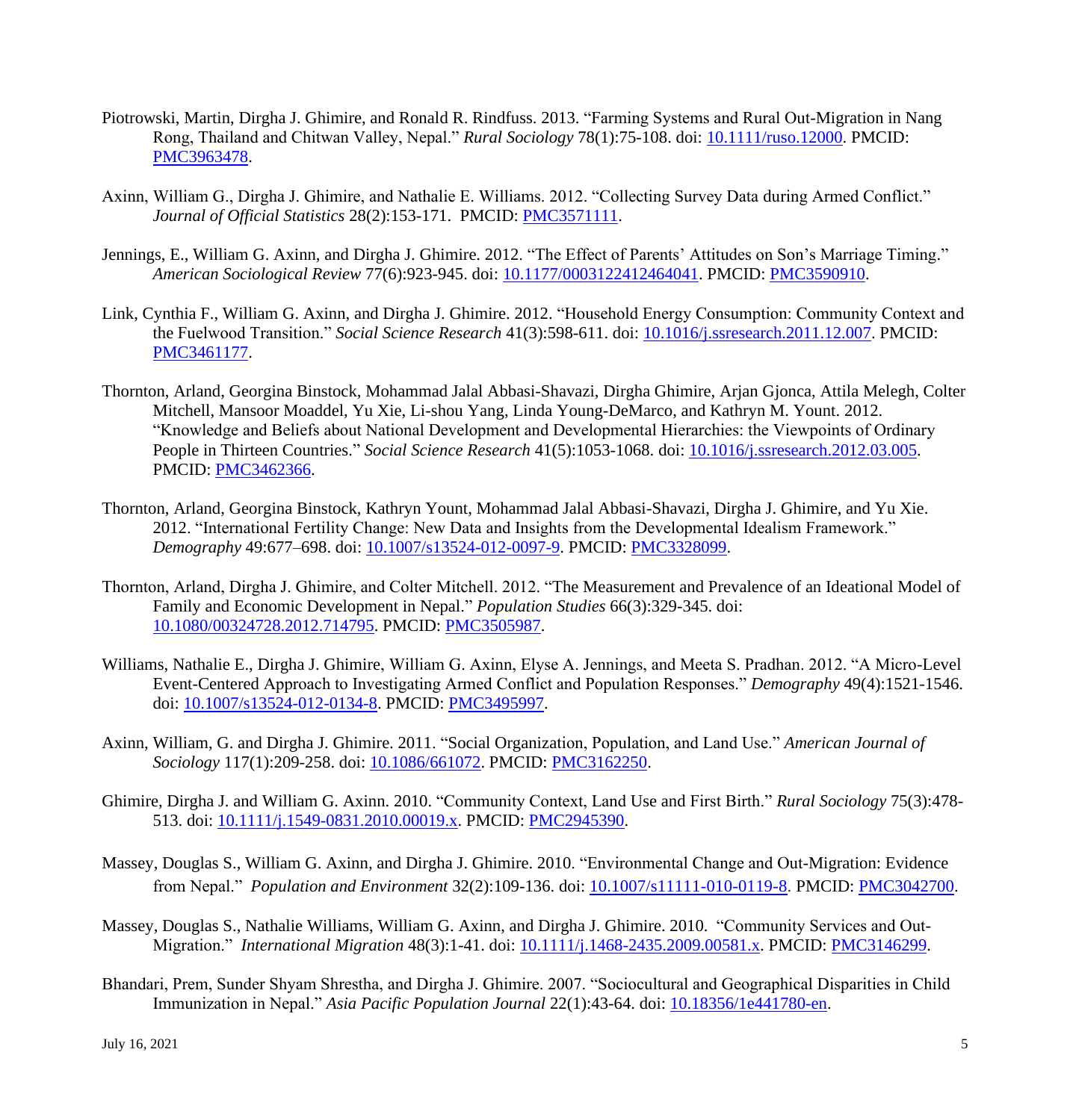Piotrowski, Martin, Dirgha J. Ghimire, and Ronald R. Rindfuss. 2013. "Farming Systems and Rural Out-Migration in Nang Rong, Thailand and Chitwan Valley, Nepal." *Rural Sociology* 78(1):75-108. doi: 10.1111/ruso.12000. PMCID: PMC3963478.

Axinn, William G., Dirgha J. Ghimire, and Nathalie E. Williams. 2012. "Collecting Survey Data during Armed Conflict." *Journal of Official Statistics* 28(2):153-171. PMCID: PMC3571111.

Jennings, E., William G. Axinn, and Dirgha J. Ghimire. 2012. "The Effect of Parents' Attitudes on Son's Marriage Timing." *American Sociological Review* 77(6):923-945. doi: 10.1177/0003122412464041. PMCID: PMC3590910.

Link, Cynthia F., William G. Axinn, and Dirgha J. Ghimire. 2012. "Household Energy Consumption: Community Context and the Fuelwood Transition." *Social Science Research* 41(3):598-611. doi: 10.1016/j.ssresearch.2011.12.007. PMCID: PMC3461177.

Thornton, Arland, Georgina Binstock, Mohammad Jalal Abbasi-Shavazi, Dirgha Ghimire, Arjan Gjonca, Attila Melegh, Colter Mitchell, Mansoor Moaddel, Yu Xie, Li-shou Yang, Linda Young-DeMarco, and Kathryn M. Yount. 2012. "Knowledge and Beliefs about National Development and Developmental Hierarchies: the Viewpoints of Ordinary People in Thirteen Countries." *Social Science Research* 41(5):1053-1068. doi: 10.1016/j.ssresearch.2012.03.005. PMCID: PMC3462366.

Thornton, Arland, Georgina Binstock, Kathryn Yount, Mohammad Jalal Abbasi-Shavazi, Dirgha J. Ghimire, and Yu Xie. 2012. "International Fertility Change: New Data and Insights from the Developmental Idealism Framework." *Demography* 49:677–698. doi: 10.1007/s13524-012-0097-9. PMCID: PMC3328099.

Thornton, Arland, Dirgha J. Ghimire, and Colter Mitchell. 2012. "The Measurement and Prevalence of an Ideational Model of Family and Economic Development in Nepal." *Population Studies* 66(3):329-345. doi: 10.1080/00324728.2012.714795. PMCID: PMC3505987.

Williams, Nathalie E., Dirgha J. Ghimire, William G. Axinn, Elyse A. Jennings, and Meeta S. Pradhan. 2012. "A Micro-Level Event-Centered Approach to Investigating Armed Conflict and Population Responses." *Demography* 49(4):1521-1546. doi: 10.1007/s13524-012-0134-8. PMCID: PMC3495997.

Axinn, William, G. and Dirgha J. Ghimire. 2011. "Social Organization, Population, and Land Use." *American Journal of Sociology* 117(1):209-258. doi: 10.1086/661072. PMCID: PMC3162250.

Ghimire, Dirgha J. and William G. Axinn. 2010. "Community Context, Land Use and First Birth." *Rural Sociology* 75(3):478-513. doi: 10.1111/j.1549-0831.2010.00019.x. PMCID: PMC2945390.

Massey, Douglas S., William G. Axinn, and Dirgha J. Ghimire. 2010. "Environmental Change and Out-Migration: Evidence from Nepal." *Population and Environment* 32(2):109-136. doi: 10.1007/s11111-010-0119-8. PMCID: PMC3042700.

Massey, Douglas S., Nathalie Williams, William G. Axinn, and Dirgha J. Ghimire. 2010. "Community Services and Out-Migration." *International Migration* 48(3):1-41. doi: 10.1111/j.1468-2435.2009.00581.x. PMCID: PMC3146299.

Bhandari, Prem, Sunder Shyam Shrestha, and Dirgha J. Ghimire. 2007. "Sociocultural and Geographical Disparities in Child Immunization in Nepal." *Asia Pacific Population Journal* 22(1):43-64. doi: 10.18356/1e441780-en.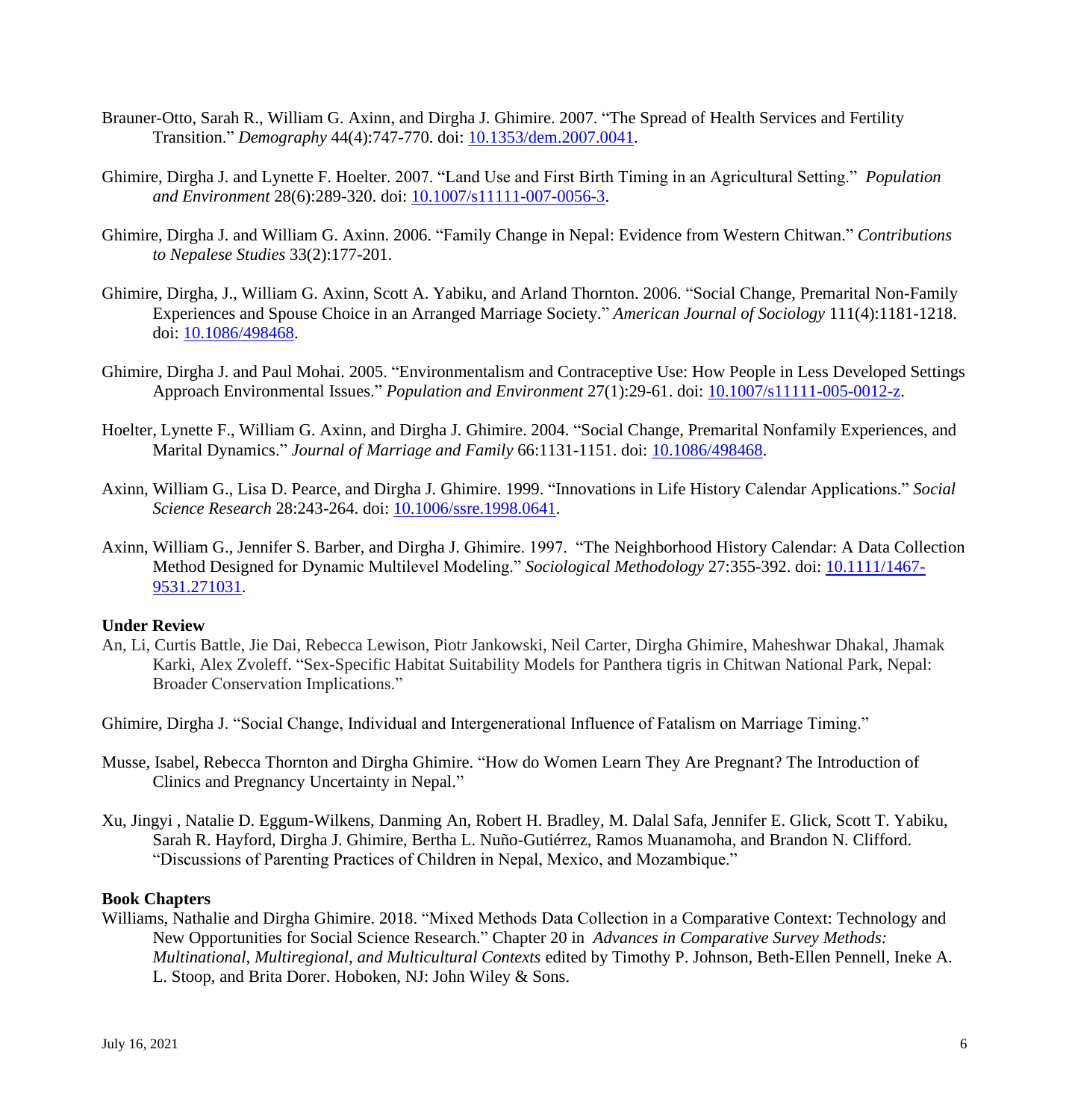Brauner-Otto, Sarah R., William G. Axinn, and Dirgha J. Ghimire. 2007. "The Spread of Health Services and Fertility Transition." *Demography* 44(4):747-770. doi: [10.1353/dem.2007.0041](10.1353/dem.2007.0041).

Ghimire, Dirgha J. and Lynette F. Hoelter. 2007. "Land Use and First Birth Timing in an Agricultural Setting." *Population and Environment* 28(6):289-320. doi: [10.1007/s11111-007-0056-3](10.1007/s11111-007-0056-3).

Ghimire, Dirgha J. and William G. Axinn. 2006. "Family Change in Nepal: Evidence from Western Chitwan." *Contributions to Nepalese Studies* 33(2):177-201.

Ghimire, Dirgha, J., William G. Axinn, Scott A. Yabiku, and Arland Thornton. 2006. "Social Change, Premarital Non-Family Experiences and Spouse Choice in an Arranged Marriage Society." *American Journal of Sociology* 111(4):1181-1218. doi: [10.1086/498468](10.1086/498468).

Ghimire, Dirgha J. and Paul Mohai. 2005. "Environmentalism and Contraceptive Use: How People in Less Developed Settings Approach Environmental Issues." *Population and Environment* 27(1):29-61. doi: [10.1007/s11111-005-0012-z](10.1007/s11111-005-0012-z).

Hoelter, Lynette F., William G. Axinn, and Dirgha J. Ghimire. 2004. "Social Change, Premarital Nonfamily Experiences, and Marital Dynamics." *Journal of Marriage and Family* 66:1131-1151. doi: [10.1086/498468](10.1086/498468).

Axinn, William G., Lisa D. Pearce, and Dirgha J. Ghimire. 1999. "Innovations in Life History Calendar Applications." *Social Science Research* 28:243-264. doi: [10.1006/ssre.1998.0641](10.1006/ssre.1998.0641).

Axinn, William G., Jennifer S. Barber, and Dirgha J. Ghimire. 1997. "The Neighborhood History Calendar: A Data Collection Method Designed for Dynamic Multilevel Modeling." *Sociological Methodology* 27:355-392. doi: [10.1111/1467-9531.271031](10.1111/1467-9531.271031).

**Under Review**

An, Li, Curtis Battle, Jie Dai, Rebecca Lewison, Piotr Jankowski, Neil Carter, Dirgha Ghimire, Maheshwar Dhakal, Jhamak Karki, Alex Zvoleff. "Sex-Specific Habitat Suitability Models for Panthera tigris in Chitwan National Park, Nepal: Broader Conservation Implications."

Ghimire, Dirgha J. "Social Change, Individual and Intergenerational Influence of Fatalism on Marriage Timing."

Musse, Isabel, Rebecca Thornton and Dirgha Ghimire. "How do Women Learn They Are Pregnant? The Introduction of Clinics and Pregnancy Uncertainty in Nepal."

Xu, Jingyi , Natalie D. Eggum-Wilkens, Danming An, Robert H. Bradley, M. Dalal Safa, Jennifer E. Glick, Scott T. Yabiku, Sarah R. Hayford, Dirgha J. Ghimire, Bertha L. Nuño-Gutiérrez, Ramos Muanamoha, and Brandon N. Clifford. "Discussions of Parenting Practices of Children in Nepal, Mexico, and Mozambique."

**Book Chapters**

Williams, Nathalie and Dirgha Ghimire. 2018. "Mixed Methods Data Collection in a Comparative Context: Technology and New Opportunities for Social Science Research." Chapter 20 in *Advances in Comparative Survey Methods: Multinational, Multiregional, and Multicultural Contexts* edited by Timothy P. Johnson, Beth-Ellen Pennell, Ineke A. L. Stoop, and Brita Dorer. Hoboken, NJ: John Wiley & Sons.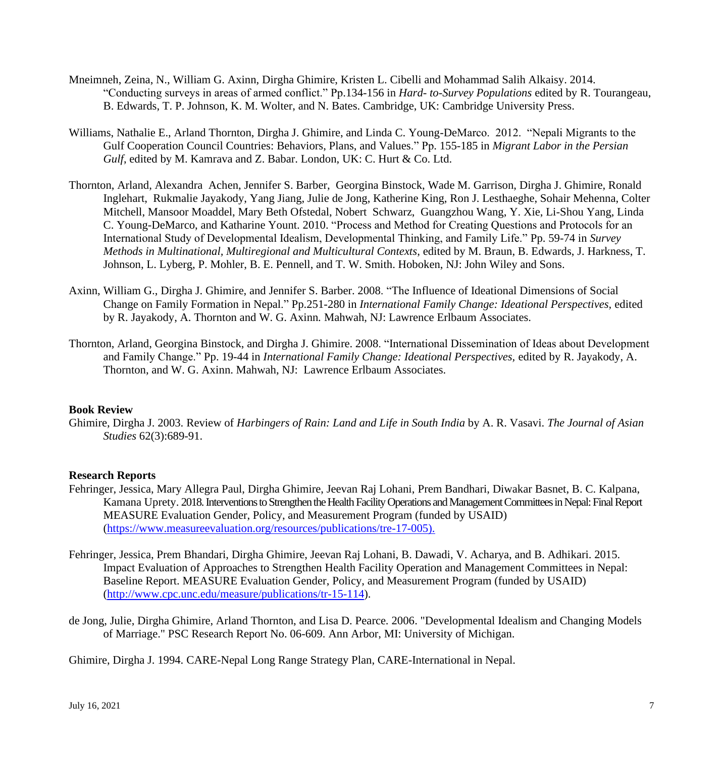Mneimneh, Zeina, N., William G. Axinn, Dirgha Ghimire, Kristen L. Cibelli and Mohammad Salih Alkaisy. 2014. "Conducting surveys in areas of armed conflict." Pp.134-156 in *Hard- to-Survey Populations* edited by R. Tourangeau, B. Edwards, T. P. Johnson, K. M. Wolter, and N. Bates. Cambridge, UK: Cambridge University Press.

Williams, Nathalie E., Arland Thornton, Dirgha J. Ghimire, and Linda C. Young-DeMarco. 2012. "Nepali Migrants to the Gulf Cooperation Council Countries: Behaviors, Plans, and Values." Pp. 155-185 in *Migrant Labor in the Persian Gulf*, edited by M. Kamrava and Z. Babar. London, UK: C. Hurt & Co. Ltd.

Thornton, Arland, Alexandra Achen, Jennifer S. Barber, Georgina Binstock, Wade M. Garrison, Dirgha J. Ghimire, Ronald Inglehart, Rukmalie Jayakody, Yang Jiang, Julie de Jong, Katherine King, Ron J. Lesthaeghe, Sohair Mehenna, Colter Mitchell, Mansoor Moaddel, Mary Beth Ofstedal, Nobert Schwarz, Guangzhou Wang, Y. Xie, Li-Shou Yang, Linda C. Young-DeMarco, and Katharine Yount. 2010. "Process and Method for Creating Questions and Protocols for an International Study of Developmental Idealism, Developmental Thinking, and Family Life." Pp. 59-74 in *Survey Methods in Multinational, Multiregional and Multicultural Contexts*, edited by M. Braun, B. Edwards, J. Harkness, T. Johnson, L. Lyberg, P. Mohler, B. E. Pennell, and T. W. Smith. Hoboken, NJ: John Wiley and Sons.

Axinn, William G., Dirgha J. Ghimire, and Jennifer S. Barber. 2008. "The Influence of Ideational Dimensions of Social Change on Family Formation in Nepal." Pp.251-280 in *International Family Change: Ideational Perspectives*, edited by R. Jayakody, A. Thornton and W. G. Axinn. Mahwah, NJ: Lawrence Erlbaum Associates.

Thornton, Arland, Georgina Binstock, and Dirgha J. Ghimire. 2008. "International Dissemination of Ideas about Development and Family Change." Pp. 19-44 in *International Family Change: Ideational Perspectives,* edited by R. Jayakody, A. Thornton, and W. G. Axinn. Mahwah, NJ: Lawrence Erlbaum Associates.

**Book Review**

Ghimire, Dirgha J. 2003. Review of *Harbingers of Rain: Land and Life in South India* by A. R. Vasavi. *The Journal of Asian Studies* 62(3):689-91.

**Research Reports**

Fehringer, Jessica, Mary Allegra Paul, Dirgha Ghimire, Jeevan Raj Lohani, Prem Bandhari, Diwakar Basnet, B. C. Kalpana, Kamana Uprety. 2018. Interventions to Strengthen the Health Facility Operations and Management Committees in Nepal: Final Report MEASURE Evaluation Gender, Policy, and Measurement Program (funded by USAID) (https://www.measureevaluation.org/resources/publications/tre-17-005).

Fehringer, Jessica, Prem Bhandari, Dirgha Ghimire, Jeevan Raj Lohani, B. Dawadi, V. Acharya, and B. Adhikari. 2015. Impact Evaluation of Approaches to Strengthen Health Facility Operation and Management Committees in Nepal: Baseline Report. MEASURE Evaluation Gender, Policy, and Measurement Program (funded by USAID) (http://www.cpc.unc.edu/measure/publications/tr-15-114).

de Jong, Julie, Dirgha Ghimire, Arland Thornton, and Lisa D. Pearce. 2006. "Developmental Idealism and Changing Models of Marriage." PSC Research Report No. 06-609. Ann Arbor, MI: University of Michigan.

Ghimire, Dirgha J. 1994. CARE-Nepal Long Range Strategy Plan, CARE-International in Nepal.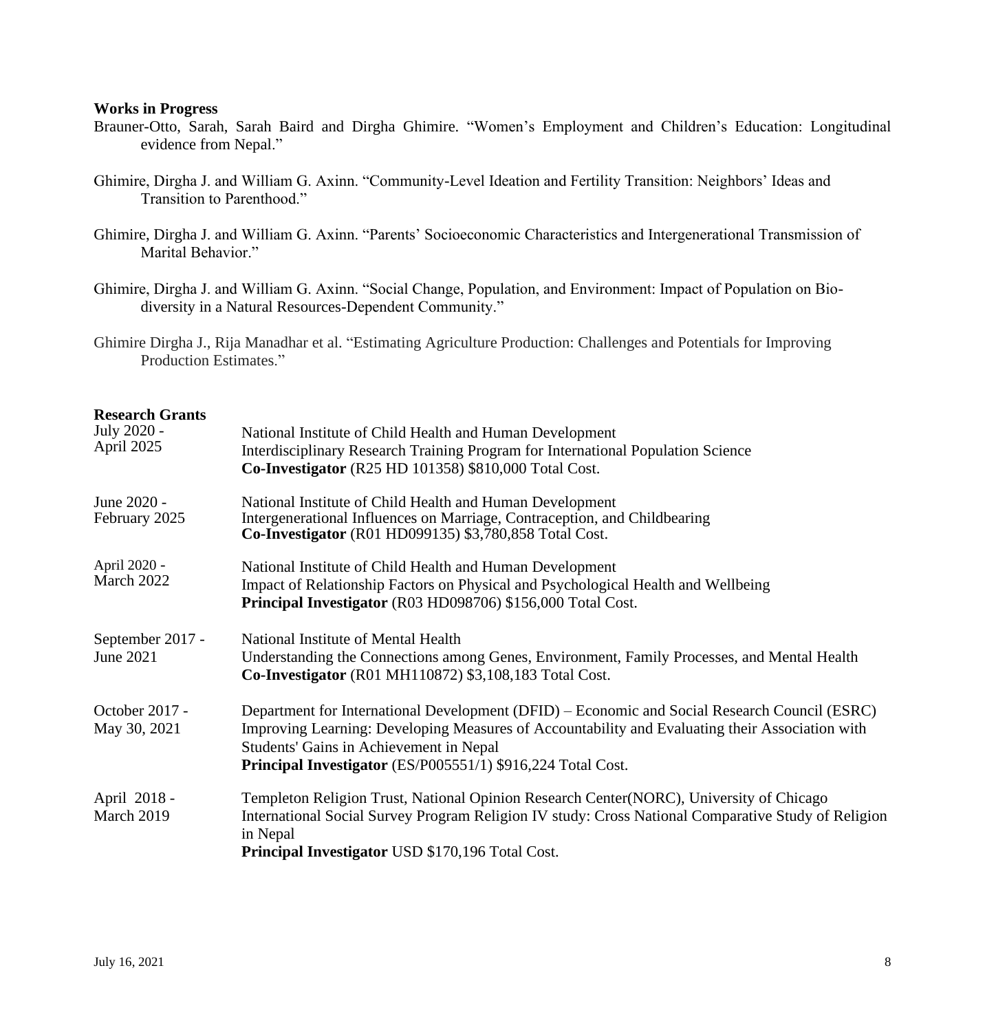**Works in Progress**

Brauner-Otto, Sarah, Sarah Baird and Dirgha Ghimire. "Women's Employment and Children's Education: Longitudinal evidence from Nepal."

Ghimire, Dirgha J. and William G. Axinn. "Community-Level Ideation and Fertility Transition: Neighbors' Ideas and Transition to Parenthood."

Ghimire, Dirgha J. and William G. Axinn. "Parents' Socioeconomic Characteristics and Intergenerational Transmission of Marital Behavior."

Ghimire, Dirgha J. and William G. Axinn. "Social Change, Population, and Environment: Impact of Population on Bio-diversity in a Natural Resources-Dependent Community."

Ghimire Dirgha J., Rija Manadhar et al. "Estimating Agriculture Production: Challenges and Potentials for Improving Production Estimates."

**Research Grants**

July 2020 - April 2025
National Institute of Child Health and Human Development
Interdisciplinary Research Training Program for International Population Science
**Co-Investigator** (R25 HD 101358) $810,000 Total Cost.

June 2020 - February 2025
National Institute of Child Health and Human Development
Intergenerational Influences on Marriage, Contraception, and Childbearing
**Co-Investigator** (R01 HD099135) $3,780,858 Total Cost.

April 2020 - March 2022
National Institute of Child Health and Human Development
Impact of Relationship Factors on Physical and Psychological Health and Wellbeing
**Principal Investigator** (R03 HD098706) $156,000 Total Cost.

September 2017 - June 2021
National Institute of Mental Health
Understanding the Connections among Genes, Environment, Family Processes, and Mental Health
**Co-Investigator** (R01 MH110872) $3,108,183 Total Cost.

October 2017 - May 30, 2021
Department for International Development (DFID) – Economic and Social Research Council (ESRC)
Improving Learning: Developing Measures of Accountability and Evaluating their Association with Students' Gains in Achievement in Nepal
**Principal Investigator** (ES/P005551/1) $916,224 Total Cost.

April 2018 - March 2019
Templeton Religion Trust, National Opinion Research Center(NORC), University of Chicago
International Social Survey Program Religion IV study: Cross National Comparative Study of Religion in Nepal
**Principal Investigator** USD $170,196 Total Cost.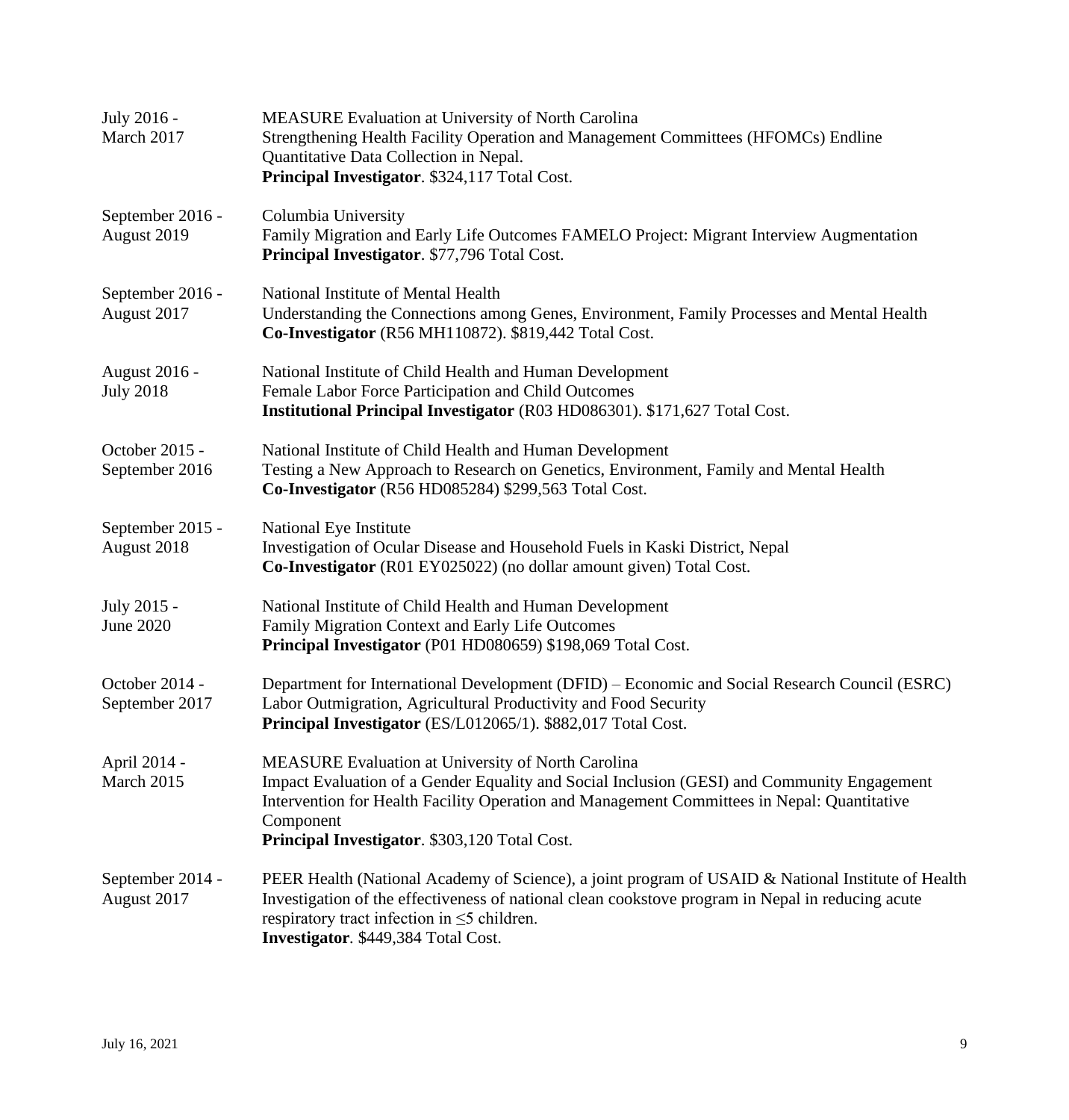July 2016 - March 2017
MEASURE Evaluation at University of North Carolina
Strengthening Health Facility Operation and Management Committees (HFOMCs) Endline Quantitative Data Collection in Nepal.
**Principal Investigator**. $324,117 Total Cost.

September 2016 - August 2019
Columbia University
Family Migration and Early Life Outcomes FAMELO Project: Migrant Interview Augmentation
**Principal Investigator**. $77,796 Total Cost.

September 2016 - August 2017
National Institute of Mental Health
Understanding the Connections among Genes, Environment, Family Processes and Mental Health
**Co-Investigator** (R56 MH110872). $819,442 Total Cost.

August 2016 - July 2018
National Institute of Child Health and Human Development
Female Labor Force Participation and Child Outcomes
**Institutional Principal Investigator** (R03 HD086301). $171,627 Total Cost.

October 2015 - September 2016
National Institute of Child Health and Human Development
Testing a New Approach to Research on Genetics, Environment, Family and Mental Health
**Co-Investigator** (R56 HD085284) $299,563 Total Cost.

September 2015 - August 2018
National Eye Institute
Investigation of Ocular Disease and Household Fuels in Kaski District, Nepal
**Co-Investigator** (R01 EY025022) (no dollar amount given) Total Cost.

July 2015 - June 2020
National Institute of Child Health and Human Development
Family Migration Context and Early Life Outcomes
**Principal Investigator** (P01 HD080659) $198,069 Total Cost.

October 2014 - September 2017
Department for International Development (DFID) – Economic and Social Research Council (ESRC)
Labor Outmigration, Agricultural Productivity and Food Security
**Principal Investigator** (ES/L012065/1). $882,017 Total Cost.

April 2014 - March 2015
MEASURE Evaluation at University of North Carolina
Impact Evaluation of a Gender Equality and Social Inclusion (GESI) and Community Engagement Intervention for Health Facility Operation and Management Committees in Nepal: Quantitative Component
**Principal Investigator**. $303,120 Total Cost.

September 2014 - August 2017
PEER Health (National Academy of Science), a joint program of USAID & National Institute of Health
Investigation of the effectiveness of national clean cookstove program in Nepal in reducing acute respiratory tract infection in $\leq 5$ children.
**Investigator**. $449,384 Total Cost.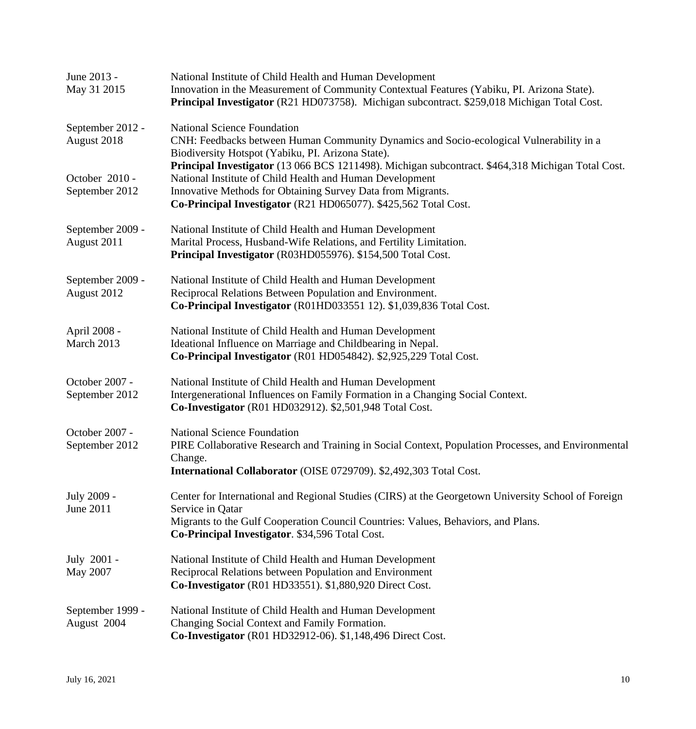June 2013 -
May 31 2015

National Institute of Child Health and Human Development
Innovation in the Measurement of Community Contextual Features (Yabiku, PI. Arizona State).
**Principal Investigator** (R21 HD073758). Michigan subcontract. $259,018 Michigan Total Cost.

September 2012 -
August 2018

National Science Foundation
CNH: Feedbacks between Human Community Dynamics and Socio-ecological Vulnerability in a Biodiversity Hotspot (Yabiku, PI. Arizona State).
**Principal Investigator** (13 066 BCS 1211498). Michigan subcontract. $464,318 Michigan Total Cost.

October 2010 -
September 2012

National Institute of Child Health and Human Development
Innovative Methods for Obtaining Survey Data from Migrants.
**Co-Principal Investigator** (R21 HD065077). $425,562 Total Cost.

September 2009 -
August 2011

National Institute of Child Health and Human Development
Marital Process, Husband-Wife Relations, and Fertility Limitation.
**Principal Investigator** (R03HD055976). $154,500 Total Cost.

September 2009 -
August 2012

National Institute of Child Health and Human Development
Reciprocal Relations Between Population and Environment.
**Co-Principal Investigator** (R01HD033551 12). $1,039,836 Total Cost.

April 2008 -
March 2013

National Institute of Child Health and Human Development
Ideational Influence on Marriage and Childbearing in Nepal.
**Co-Principal Investigator** (R01 HD054842). $2,925,229 Total Cost.

October 2007 -
September 2012

National Institute of Child Health and Human Development
Intergenerational Influences on Family Formation in a Changing Social Context.
**Co-Investigator** (R01 HD032912). $2,501,948 Total Cost.

October 2007 -
September 2012

National Science Foundation
PIRE Collaborative Research and Training in Social Context, Population Processes, and Environmental Change.
**International Collaborator** (OISE 0729709). $2,492,303 Total Cost.

July 2009 -
June 2011

Center for International and Regional Studies (CIRS) at the Georgetown University School of Foreign Service in Qatar
Migrants to the Gulf Cooperation Council Countries: Values, Behaviors, and Plans.
**Co-Principal Investigator**. $34,596 Total Cost.

July 2001 -
May 2007

National Institute of Child Health and Human Development
Reciprocal Relations between Population and Environment
**Co-Investigator** (R01 HD33551). $1,880,920 Direct Cost.

September 1999 -
August 2004

National Institute of Child Health and Human Development
Changing Social Context and Family Formation.
**Co-Investigator** (R01 HD32912-06). $1,148,496 Direct Cost.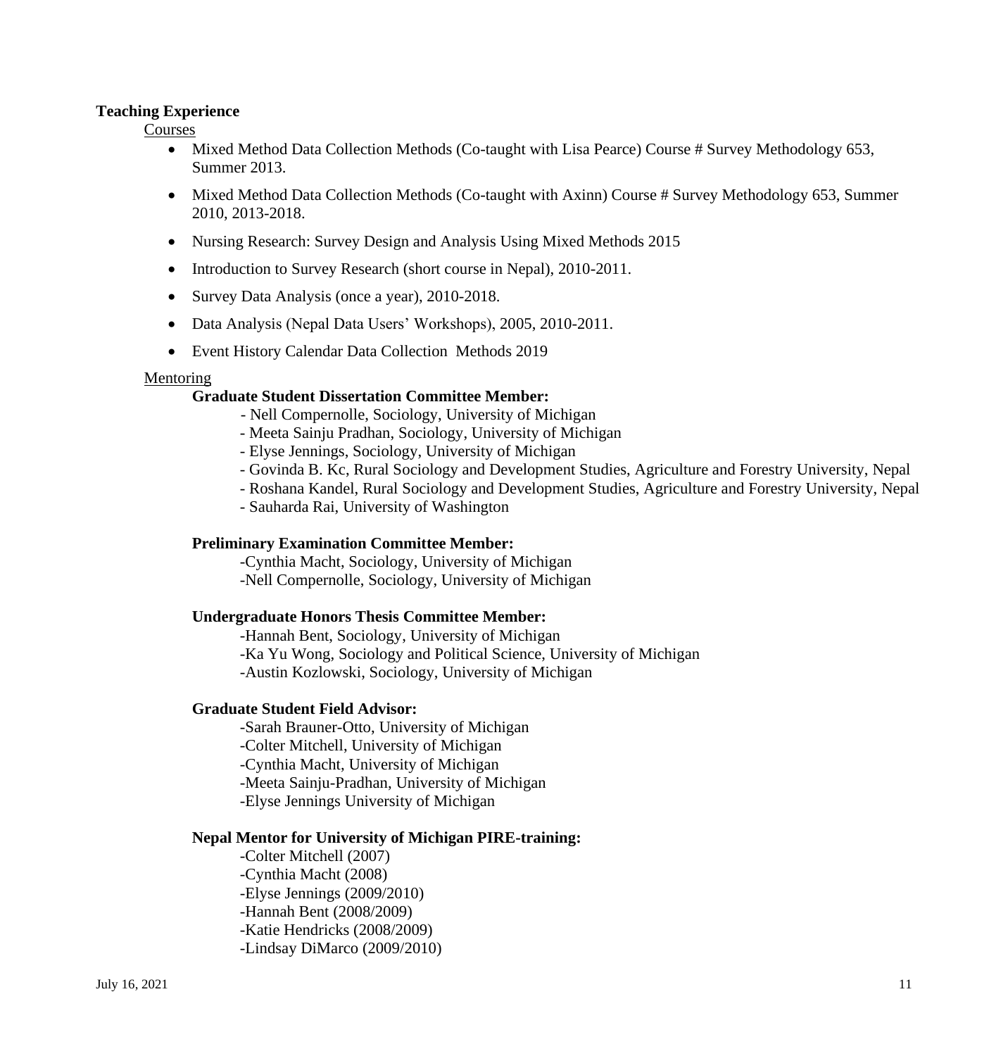**Teaching Experience**

Courses

- Mixed Method Data Collection Methods (Co-taught with Lisa Pearce) Course # Survey Methodology 653, Summer 2013.
- Mixed Method Data Collection Methods (Co-taught with Axinn) Course # Survey Methodology 653, Summer 2010, 2013-2018.
- Nursing Research: Survey Design and Analysis Using Mixed Methods 2015
- Introduction to Survey Research (short course in Nepal), 2010-2011.
- Survey Data Analysis (once a year), 2010-2018.
- Data Analysis (Nepal Data Users' Workshops), 2005, 2010-2011.
- Event History Calendar Data Collection Methods 2019

Mentoring

**Graduate Student Dissertation Committee Member:**

- Nell Compernolle, Sociology, University of Michigan
- Meeta Sainju Pradhan, Sociology, University of Michigan
- Elyse Jennings, Sociology, University of Michigan
- Govinda B. Kc, Rural Sociology and Development Studies, Agriculture and Forestry University, Nepal
- Roshana Kandel, Rural Sociology and Development Studies, Agriculture and Forestry University, Nepal
- Sauharda Rai, University of Washington

**Preliminary Examination Committee Member:**

- Cynthia Macht, Sociology, University of Michigan
- Nell Compernolle, Sociology, University of Michigan

**Undergraduate Honors Thesis Committee Member:**

- Hannah Bent, Sociology, University of Michigan
- Ka Yu Wong, Sociology and Political Science, University of Michigan
- Austin Kozlowski, Sociology, University of Michigan

**Graduate Student Field Advisor:**

- Sarah Brauner-Otto, University of Michigan
- Colter Mitchell, University of Michigan
- Cynthia Macht, University of Michigan
- Meeta Sainju-Pradhan, University of Michigan
- Elyse Jennings University of Michigan

**Nepal Mentor for University of Michigan PIRE-training:**

- Colter Mitchell (2007)
- Cynthia Macht (2008)
- Elyse Jennings (2009/2010)
- Hannah Bent (2008/2009)
- Katie Hendricks (2008/2009)
- Lindsay DiMarco (2009/2010)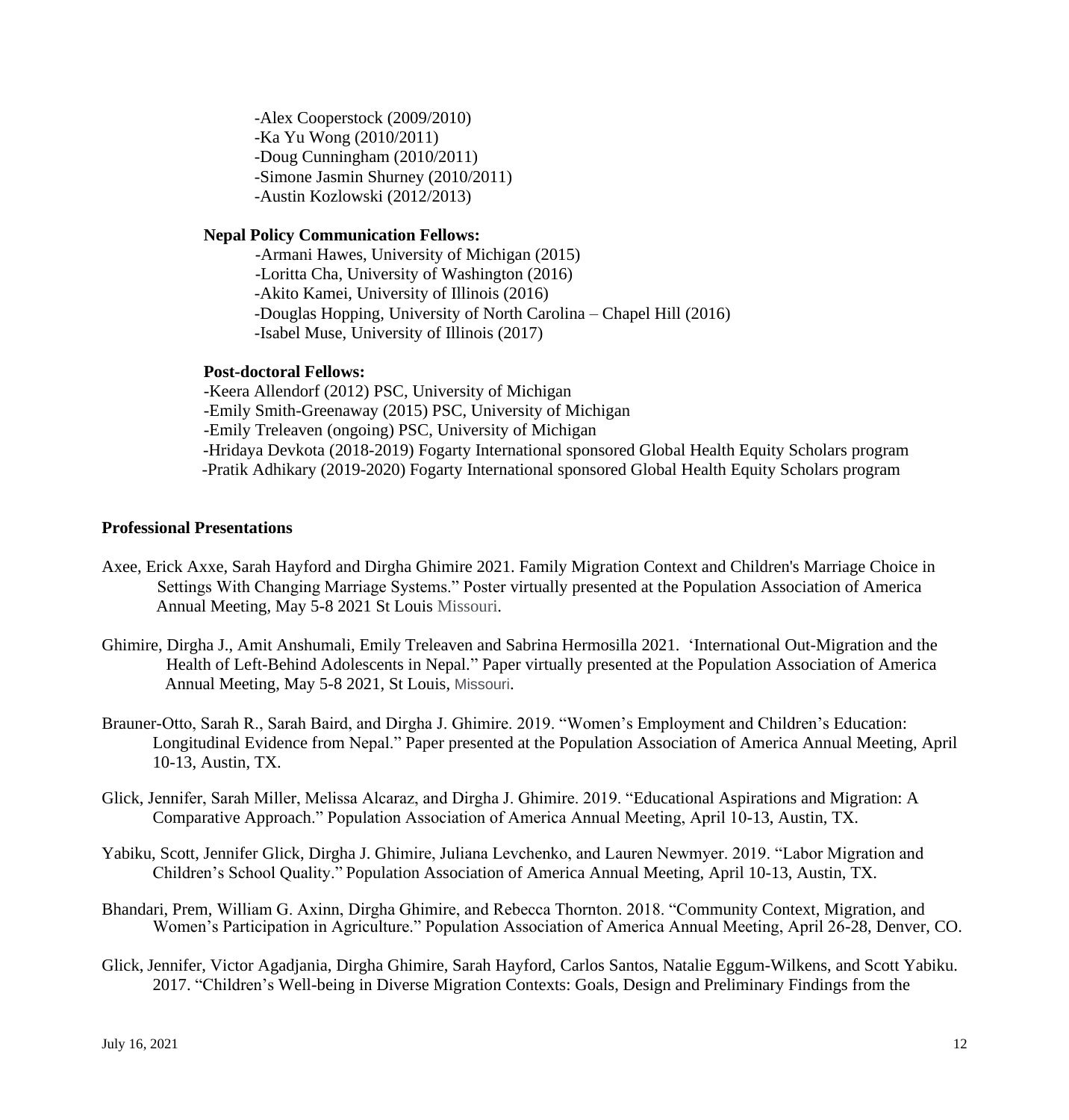-Alex Cooperstock (2009/2010)
-Ka Yu Wong (2010/2011)
-Doug Cunningham (2010/2011)
-Simone Jasmin Shurney (2010/2011)
-Austin Kozlowski (2012/2013)

**Nepal Policy Communication Fellows:**

-Armani Hawes, University of Michigan (2015)
-Loritta Cha, University of Washington (2016)
-Akito Kamei, University of Illinois (2016)
-Douglas Hopping, University of North Carolina – Chapel Hill (2016)
-Isabel Muse, University of Illinois (2017)

**Post-doctoral Fellows:**

-Keera Allendorf (2012) PSC, University of Michigan
-Emily Smith-Greenaway (2015) PSC, University of Michigan
-Emily Treleaven (ongoing) PSC, University of Michigan
-Hridaya Devkota (2018-2019) Fogarty International sponsored Global Health Equity Scholars program
-Pratik Adhikary (2019-2020) Fogarty International sponsored Global Health Equity Scholars program

## Professional Presentations

Axee, Erick Axxe, Sarah Hayford and Dirgha Ghimire 2021. Family Migration Context and Children's Marriage Choice in Settings With Changing Marriage Systems." Poster virtually presented at the Population Association of America Annual Meeting, May 5-8 2021 St Louis Missouri.

Ghimire, Dirgha J., Amit Anshumali, Emily Treleaven and Sabrina Hermosilla 2021. 'International Out-Migration and the Health of Left-Behind Adolescents in Nepal." Paper virtually presented at the Population Association of America Annual Meeting, May 5-8 2021, St Louis, Missouri.

Brauner-Otto, Sarah R., Sarah Baird, and Dirgha J. Ghimire. 2019. "Women's Employment and Children's Education: Longitudinal Evidence from Nepal." Paper presented at the Population Association of America Annual Meeting, April 10-13, Austin, TX.

Glick, Jennifer, Sarah Miller, Melissa Alcaraz, and Dirgha J. Ghimire. 2019. "Educational Aspirations and Migration: A Comparative Approach." Population Association of America Annual Meeting, April 10-13, Austin, TX.

Yabiku, Scott, Jennifer Glick, Dirgha J. Ghimire, Juliana Levchenko, and Lauren Newmyer. 2019. "Labor Migration and Children's School Quality." Population Association of America Annual Meeting, April 10-13, Austin, TX.

Bhandari, Prem, William G. Axinn, Dirgha Ghimire, and Rebecca Thornton. 2018. "Community Context, Migration, and Women's Participation in Agriculture." Population Association of America Annual Meeting, April 26-28, Denver, CO.

Glick, Jennifer, Victor Agadjania, Dirgha Ghimire, Sarah Hayford, Carlos Santos, Natalie Eggum-Wilkens, and Scott Yabiku. 2017. "Children's Well-being in Diverse Migration Contexts: Goals, Design and Preliminary Findings from the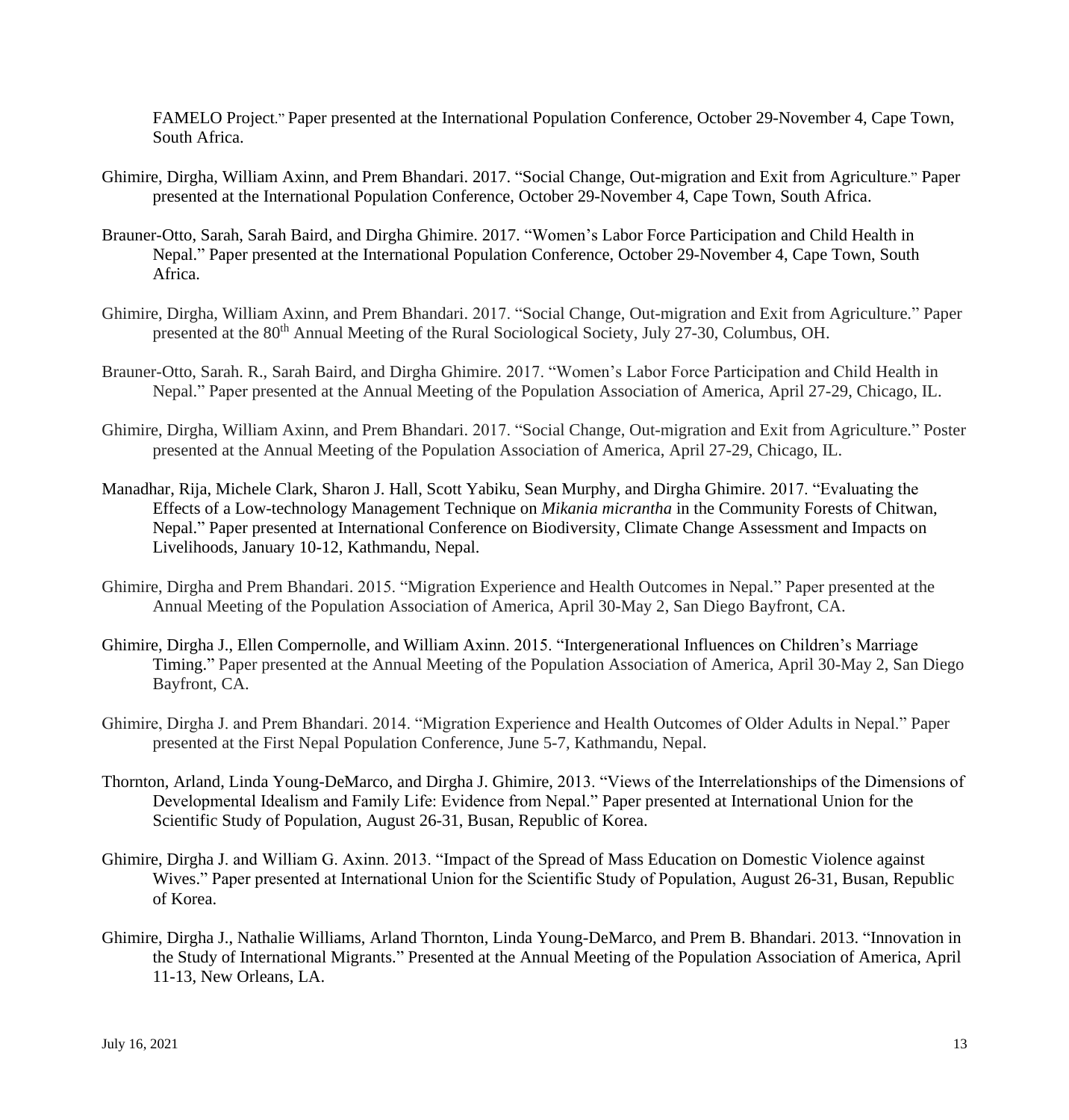FAMELO Project." Paper presented at the International Population Conference, October 29-November 4, Cape Town, South Africa.

Ghimire, Dirgha, William Axinn, and Prem Bhandari. 2017. "Social Change, Out-migration and Exit from Agriculture." Paper presented at the International Population Conference, October 29-November 4, Cape Town, South Africa.

Brauner-Otto, Sarah, Sarah Baird, and Dirgha Ghimire. 2017. "Women's Labor Force Participation and Child Health in Nepal." Paper presented at the International Population Conference, October 29-November 4, Cape Town, South Africa.

Ghimire, Dirgha, William Axinn, and Prem Bhandari. 2017. "Social Change, Out-migration and Exit from Agriculture." Paper presented at the 80th Annual Meeting of the Rural Sociological Society, July 27-30, Columbus, OH.

Brauner-Otto, Sarah. R., Sarah Baird, and Dirgha Ghimire. 2017. "Women's Labor Force Participation and Child Health in Nepal." Paper presented at the Annual Meeting of the Population Association of America, April 27-29, Chicago, IL.

Ghimire, Dirgha, William Axinn, and Prem Bhandari. 2017. "Social Change, Out-migration and Exit from Agriculture." Poster presented at the Annual Meeting of the Population Association of America, April 27-29, Chicago, IL.

Manadhar, Rija, Michele Clark, Sharon J. Hall, Scott Yabiku, Sean Murphy, and Dirgha Ghimire. 2017. "Evaluating the Effects of a Low-technology Management Technique on *Mikania micrantha* in the Community Forests of Chitwan, Nepal." Paper presented at International Conference on Biodiversity, Climate Change Assessment and Impacts on Livelihoods, January 10-12, Kathmandu, Nepal.

Ghimire, Dirgha and Prem Bhandari. 2015. "Migration Experience and Health Outcomes in Nepal." Paper presented at the Annual Meeting of the Population Association of America, April 30-May 2, San Diego Bayfront, CA.

Ghimire, Dirgha J., Ellen Compernolle, and William Axinn. 2015. "Intergenerational Influences on Children's Marriage Timing." Paper presented at the Annual Meeting of the Population Association of America, April 30-May 2, San Diego Bayfront, CA.

Ghimire, Dirgha J. and Prem Bhandari. 2014. "Migration Experience and Health Outcomes of Older Adults in Nepal." Paper presented at the First Nepal Population Conference, June 5-7, Kathmandu, Nepal.

Thornton, Arland, Linda Young-DeMarco, and Dirgha J. Ghimire, 2013. "Views of the Interrelationships of the Dimensions of Developmental Idealism and Family Life: Evidence from Nepal." Paper presented at International Union for the Scientific Study of Population, August 26-31, Busan, Republic of Korea.

Ghimire, Dirgha J. and William G. Axinn. 2013. "Impact of the Spread of Mass Education on Domestic Violence against Wives." Paper presented at International Union for the Scientific Study of Population, August 26-31, Busan, Republic of Korea.

Ghimire, Dirgha J., Nathalie Williams, Arland Thornton, Linda Young-DeMarco, and Prem B. Bhandari. 2013. "Innovation in the Study of International Migrants." Presented at the Annual Meeting of the Population Association of America, April 11-13, New Orleans, LA.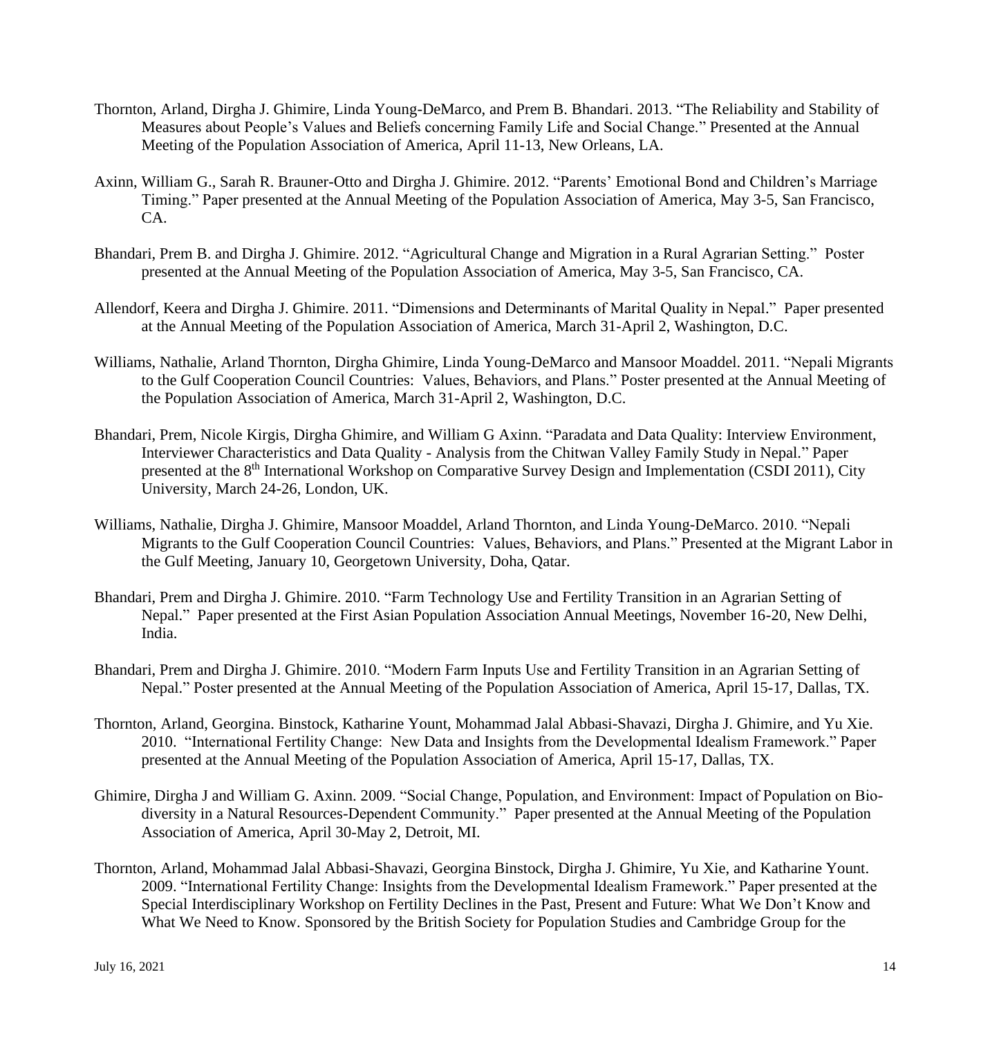Thornton, Arland, Dirgha J. Ghimire, Linda Young-DeMarco, and Prem B. Bhandari. 2013. "The Reliability and Stability of Measures about People's Values and Beliefs concerning Family Life and Social Change." Presented at the Annual Meeting of the Population Association of America, April 11-13, New Orleans, LA.

Axinn, William G., Sarah R. Brauner-Otto and Dirgha J. Ghimire. 2012. "Parents' Emotional Bond and Children's Marriage Timing." Paper presented at the Annual Meeting of the Population Association of America, May 3-5, San Francisco, CA.

Bhandari, Prem B. and Dirgha J. Ghimire. 2012. "Agricultural Change and Migration in a Rural Agrarian Setting." Poster presented at the Annual Meeting of the Population Association of America, May 3-5, San Francisco, CA.

Allendorf, Keera and Dirgha J. Ghimire. 2011. "Dimensions and Determinants of Marital Quality in Nepal." Paper presented at the Annual Meeting of the Population Association of America, March 31-April 2, Washington, D.C.

Williams, Nathalie, Arland Thornton, Dirgha Ghimire, Linda Young-DeMarco and Mansoor Moaddel. 2011. "Nepali Migrants to the Gulf Cooperation Council Countries: Values, Behaviors, and Plans." Poster presented at the Annual Meeting of the Population Association of America, March 31-April 2, Washington, D.C.

Bhandari, Prem, Nicole Kirgis, Dirgha Ghimire, and William G Axinn. "Paradata and Data Quality: Interview Environment, Interviewer Characteristics and Data Quality - Analysis from the Chitwan Valley Family Study in Nepal." Paper presented at the 8th International Workshop on Comparative Survey Design and Implementation (CSDI 2011), City University, March 24-26, London, UK.

Williams, Nathalie, Dirgha J. Ghimire, Mansoor Moaddel, Arland Thornton, and Linda Young-DeMarco. 2010. "Nepali Migrants to the Gulf Cooperation Council Countries: Values, Behaviors, and Plans." Presented at the Migrant Labor in the Gulf Meeting, January 10, Georgetown University, Doha, Qatar.

Bhandari, Prem and Dirgha J. Ghimire. 2010. "Farm Technology Use and Fertility Transition in an Agrarian Setting of Nepal." Paper presented at the First Asian Population Association Annual Meetings, November 16-20, New Delhi, India.

Bhandari, Prem and Dirgha J. Ghimire. 2010. "Modern Farm Inputs Use and Fertility Transition in an Agrarian Setting of Nepal." Poster presented at the Annual Meeting of the Population Association of America, April 15-17, Dallas, TX.

Thornton, Arland, Georgina. Binstock, Katharine Yount, Mohammad Jalal Abbasi-Shavazi, Dirgha J. Ghimire, and Yu Xie. 2010. "International Fertility Change: New Data and Insights from the Developmental Idealism Framework." Paper presented at the Annual Meeting of the Population Association of America, April 15-17, Dallas, TX.

Ghimire, Dirgha J and William G. Axinn. 2009. "Social Change, Population, and Environment: Impact of Population on Bio-diversity in a Natural Resources-Dependent Community." Paper presented at the Annual Meeting of the Population Association of America, April 30-May 2, Detroit, MI.

Thornton, Arland, Mohammad Jalal Abbasi-Shavazi, Georgina Binstock, Dirgha J. Ghimire, Yu Xie, and Katharine Yount. 2009. "International Fertility Change: Insights from the Developmental Idealism Framework." Paper presented at the Special Interdisciplinary Workshop on Fertility Declines in the Past, Present and Future: What We Don't Know and What We Need to Know. Sponsored by the British Society for Population Studies and Cambridge Group for the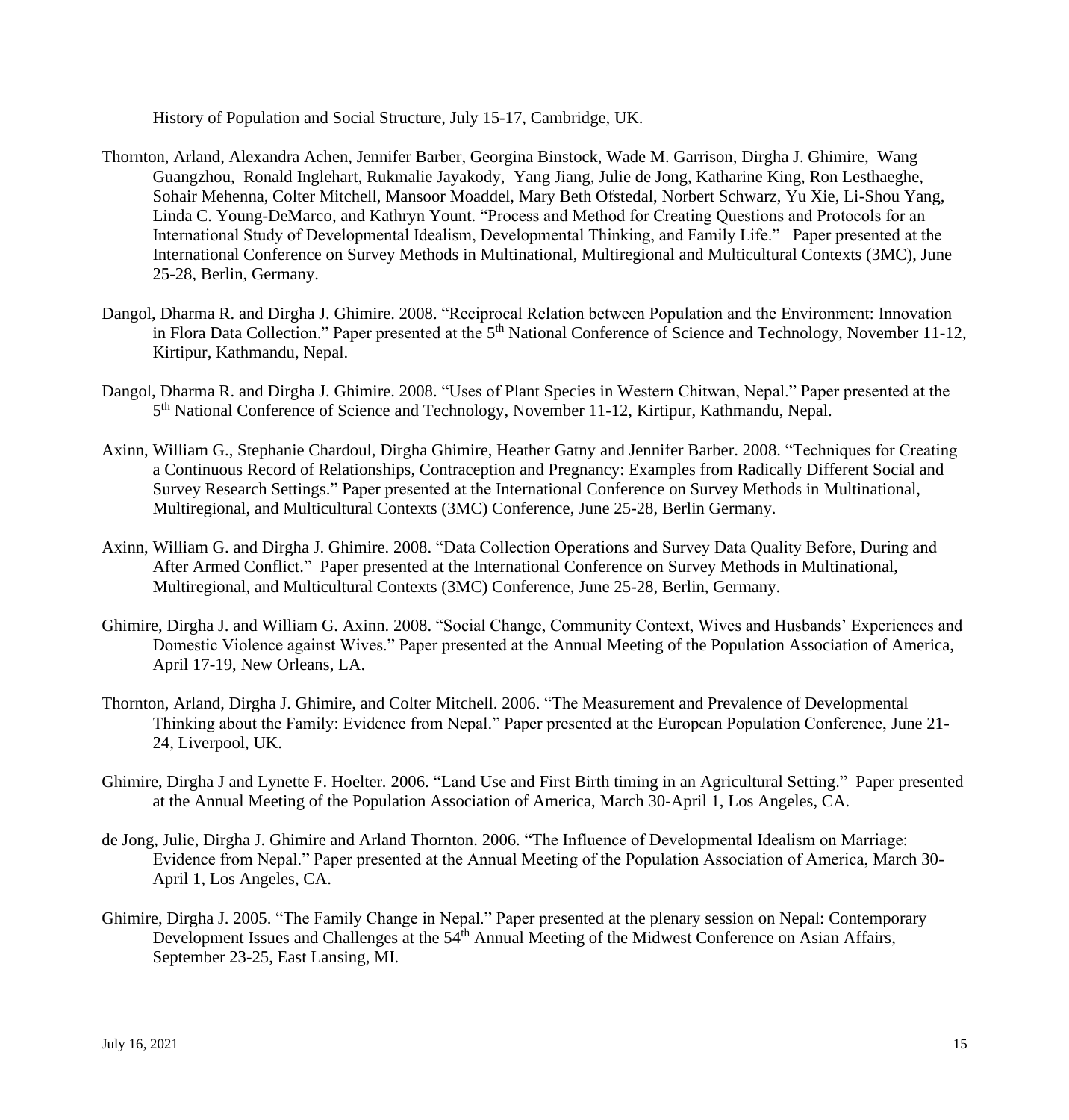History of Population and Social Structure, July 15-17, Cambridge, UK.

Thornton, Arland, Alexandra Achen, Jennifer Barber, Georgina Binstock, Wade M. Garrison, Dirgha J. Ghimire, Wang Guangzhou, Ronald Inglehart, Rukmalie Jayakody, Yang Jiang, Julie de Jong, Katharine King, Ron Lesthaeghe, Sohair Mehenna, Colter Mitchell, Mansoor Moaddel, Mary Beth Ofstedal, Norbert Schwarz, Yu Xie, Li-Shou Yang, Linda C. Young-DeMarco, and Kathryn Yount. "Process and Method for Creating Questions and Protocols for an International Study of Developmental Idealism, Developmental Thinking, and Family Life." Paper presented at the International Conference on Survey Methods in Multinational, Multiregional and Multicultural Contexts (3MC), June 25-28, Berlin, Germany.

Dangol, Dharma R. and Dirgha J. Ghimire. 2008. "Reciprocal Relation between Population and the Environment: Innovation in Flora Data Collection." Paper presented at the 5th National Conference of Science and Technology, November 11-12, Kirtipur, Kathmandu, Nepal.

Dangol, Dharma R. and Dirgha J. Ghimire. 2008. "Uses of Plant Species in Western Chitwan, Nepal." Paper presented at the 5th National Conference of Science and Technology, November 11-12, Kirtipur, Kathmandu, Nepal.

Axinn, William G., Stephanie Chardoul, Dirgha Ghimire, Heather Gatny and Jennifer Barber. 2008. "Techniques for Creating a Continuous Record of Relationships, Contraception and Pregnancy: Examples from Radically Different Social and Survey Research Settings." Paper presented at the International Conference on Survey Methods in Multinational, Multiregional, and Multicultural Contexts (3MC) Conference, June 25-28, Berlin Germany.

Axinn, William G. and Dirgha J. Ghimire. 2008. "Data Collection Operations and Survey Data Quality Before, During and After Armed Conflict." Paper presented at the International Conference on Survey Methods in Multinational, Multiregional, and Multicultural Contexts (3MC) Conference, June 25-28, Berlin, Germany.

Ghimire, Dirgha J. and William G. Axinn. 2008. "Social Change, Community Context, Wives and Husbands' Experiences and Domestic Violence against Wives." Paper presented at the Annual Meeting of the Population Association of America, April 17-19, New Orleans, LA.

Thornton, Arland, Dirgha J. Ghimire, and Colter Mitchell. 2006. "The Measurement and Prevalence of Developmental Thinking about the Family: Evidence from Nepal." Paper presented at the European Population Conference, June 21-24, Liverpool, UK.

Ghimire, Dirgha J and Lynette F. Hoelter. 2006. "Land Use and First Birth timing in an Agricultural Setting." Paper presented at the Annual Meeting of the Population Association of America, March 30-April 1, Los Angeles, CA.

de Jong, Julie, Dirgha J. Ghimire and Arland Thornton. 2006. "The Influence of Developmental Idealism on Marriage: Evidence from Nepal." Paper presented at the Annual Meeting of the Population Association of America, March 30-April 1, Los Angeles, CA.

Ghimire, Dirgha J. 2005. "The Family Change in Nepal." Paper presented at the plenary session on Nepal: Contemporary Development Issues and Challenges at the 54th Annual Meeting of the Midwest Conference on Asian Affairs, September 23-25, East Lansing, MI.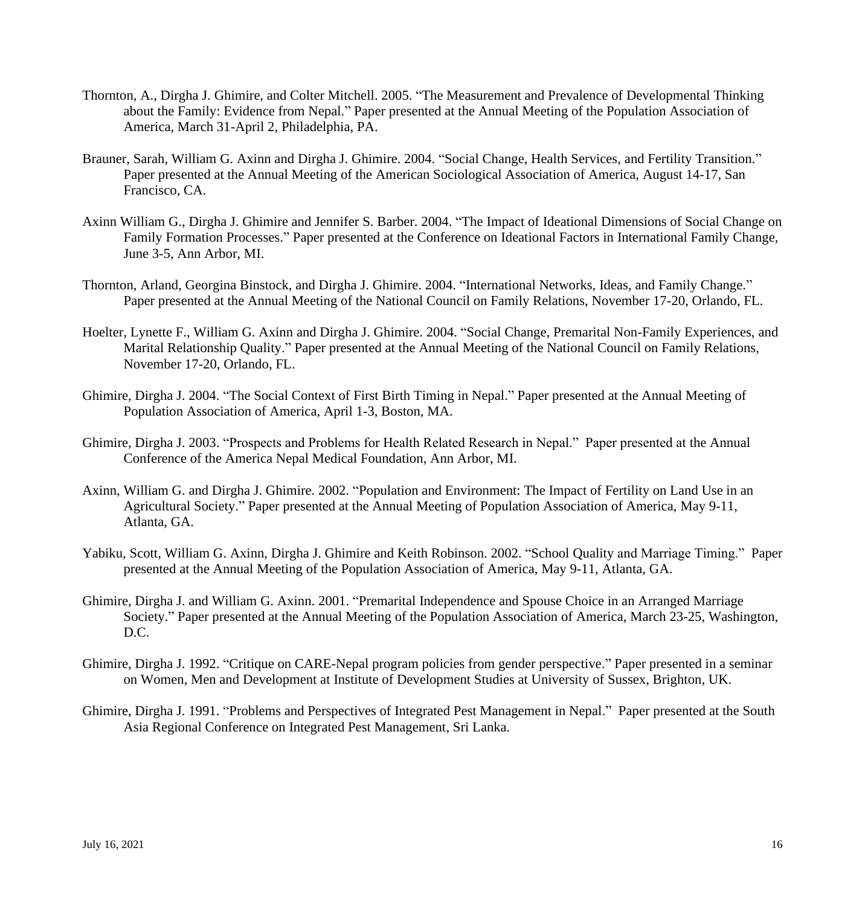Thornton, A., Dirgha J. Ghimire, and Colter Mitchell. 2005. "The Measurement and Prevalence of Developmental Thinking about the Family: Evidence from Nepal." Paper presented at the Annual Meeting of the Population Association of America, March 31-April 2, Philadelphia, PA.

Brauner, Sarah, William G. Axinn and Dirgha J. Ghimire. 2004. "Social Change, Health Services, and Fertility Transition." Paper presented at the Annual Meeting of the American Sociological Association of America, August 14-17, San Francisco, CA.

Axinn William G., Dirgha J. Ghimire and Jennifer S. Barber. 2004. "The Impact of Ideational Dimensions of Social Change on Family Formation Processes." Paper presented at the Conference on Ideational Factors in International Family Change, June 3-5, Ann Arbor, MI.

Thornton, Arland, Georgina Binstock, and Dirgha J. Ghimire. 2004. "International Networks, Ideas, and Family Change." Paper presented at the Annual Meeting of the National Council on Family Relations, November 17-20, Orlando, FL.

Hoelter, Lynette F., William G. Axinn and Dirgha J. Ghimire. 2004. "Social Change, Premarital Non-Family Experiences, and Marital Relationship Quality." Paper presented at the Annual Meeting of the National Council on Family Relations, November 17-20, Orlando, FL.

Ghimire, Dirgha J. 2004. "The Social Context of First Birth Timing in Nepal." Paper presented at the Annual Meeting of Population Association of America, April 1-3, Boston, MA.

Ghimire, Dirgha J. 2003. "Prospects and Problems for Health Related Research in Nepal." Paper presented at the Annual Conference of the America Nepal Medical Foundation, Ann Arbor, MI.

Axinn, William G. and Dirgha J. Ghimire. 2002. "Population and Environment: The Impact of Fertility on Land Use in an Agricultural Society." Paper presented at the Annual Meeting of Population Association of America, May 9-11, Atlanta, GA.

Yabiku, Scott, William G. Axinn, Dirgha J. Ghimire and Keith Robinson. 2002. "School Quality and Marriage Timing." Paper presented at the Annual Meeting of the Population Association of America, May 9-11, Atlanta, GA.

Ghimire, Dirgha J. and William G. Axinn. 2001. "Premarital Independence and Spouse Choice in an Arranged Marriage Society." Paper presented at the Annual Meeting of the Population Association of America, March 23-25, Washington, D.C.

Ghimire, Dirgha J. 1992. "Critique on CARE-Nepal program policies from gender perspective." Paper presented in a seminar on Women, Men and Development at Institute of Development Studies at University of Sussex, Brighton, UK.

Ghimire, Dirgha J. 1991. "Problems and Perspectives of Integrated Pest Management in Nepal." Paper presented at the South Asia Regional Conference on Integrated Pest Management, Sri Lanka.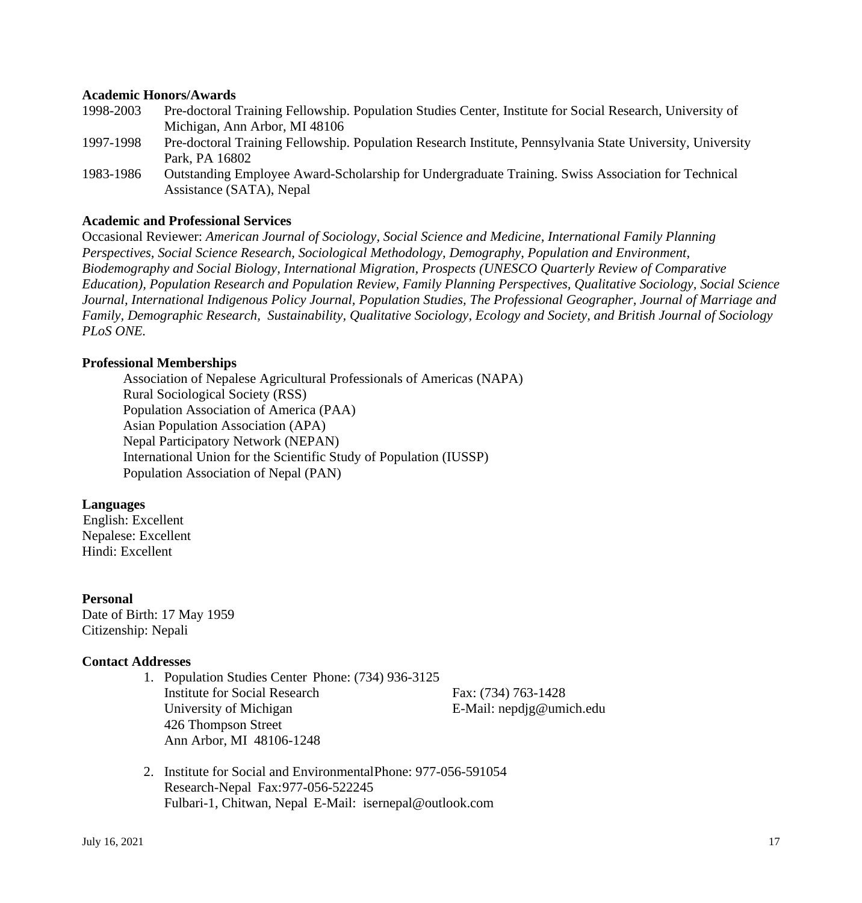**Academic Honors/Awards**

1998-2003 Pre-doctoral Training Fellowship. Population Studies Center, Institute for Social Research, University of Michigan, Ann Arbor, MI 48106

1997-1998 Pre-doctoral Training Fellowship. Population Research Institute, Pennsylvania State University, University Park, PA 16802

1983-1986 Outstanding Employee Award-Scholarship for Undergraduate Training. Swiss Association for Technical Assistance (SATA), Nepal

**Academic and Professional Services**

Occasional Reviewer: *American Journal of Sociology, Social Science and Medicine, International Family Planning Perspectives, Social Science Research, Sociological Methodology, Demography, Population and Environment, Biodemography and Social Biology, International Migration, Prospects (UNESCO Quarterly Review of Comparative Education), Population Research and Population Review, Family Planning Perspectives, Qualitative Sociology, Social Science Journal, International Indigenous Policy Journal, Population Studies, The Professional Geographer, Journal of Marriage and Family, Demographic Research, Sustainability, Qualitative Sociology, Ecology and Society, and British Journal of Sociology PLoS ONE.*

**Professional Memberships**

Association of Nepalese Agricultural Professionals of Americas (NAPA)
Rural Sociological Society (RSS)
Population Association of America (PAA)
Asian Population Association (APA)
Nepal Participatory Network (NEPAN)
International Union for the Scientific Study of Population (IUSSP)
Population Association of Nepal (PAN)

**Languages**

English: Excellent
Nepalese: Excellent
Hindi: Excellent

**Personal**

Date of Birth: 17 May 1959
Citizenship: Nepali

**Contact Addresses**

1. Population Studies Center
   Institute for Social Research
   University of Michigan
   426 Thompson Street
   Ann Arbor, MI 48106-1248
   Phone: (734) 936-3125
   Fax: (734) 763-1428
   E-Mail: nepdjg@umich.edu

2. Institute for Social and Environmental Research-Nepal
   Fulbari-1, Chitwan, Nepal
   Phone: 977-056-591054
   Fax:977-056-522245
   E-Mail: isernepal@outlook.com

July 16, 2021